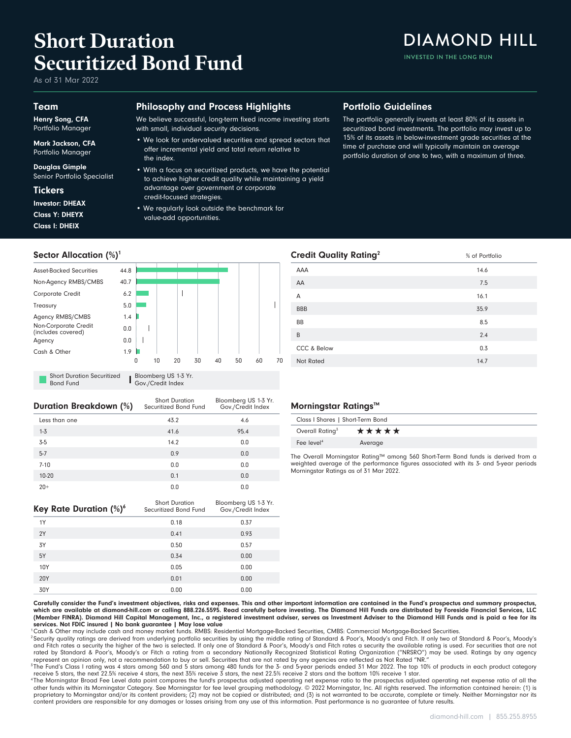# Short Duration Securitized Bond Fund

As of 31 Mar 2022

DIAMOND HILL

INVESTED IN THE LONG RUN

## Team

**Henry Song, CFA**
Portfolio Manager

**Mark Jackson, CFA**
Portfolio Manager

**Douglas Gimple**
Senior Portfolio Specialist

## Tickers

**Investor: DHEAX**

**Class Y: DHEYX**

**Class I: DHEIX**

## Philosophy and Process Highlights

We believe successful, long-term fixed income investing starts with small, individual security decisions.

- We look for undervalued securities and spread sectors that offer incremental yield and total return relative to the index.
- With a focus on securitized products, we have the potential to achieve higher credit quality while maintaining a yield advantage over government or corporate credit-focused strategies.
- We regularly look outside the benchmark for value-add opportunities.

## Portfolio Guidelines

The portfolio generally invests at least 80% of its assets in securitized bond investments. The portfolio may invest up to 15% of its assets in below-investment grade securities at the time of purchase and will typically maintain an average portfolio duration of one to two, with a maximum of three.

## Sector Allocation (%)[1]

| Sector | Short Duration Securitized Bond Fund |
|---|---|
| Asset-Backed Securities | 44.8 |
| Non-Agency RMBS/CMBS | 40.7 |
| Corporate Credit | 6.2 |
| Treasury | 5.0 |
| Agency RMBS/CMBS | 1.4 |
| Non-Corporate Credit (includes covered) | 0.0 |
| Agency | 0.0 |
| Cash & Other | 1.9 |

Short Duration Securitized Bond Fund | Bloomberg US 1-3 Yr. Gov./Credit Index

## Credit Quality Rating[2]

| | % of Portfolio |
|---|---|
| AAA | 14.6 |
| AA | 7.5 |
| A | 16.1 |
| BBB | 35.9 |
| BB | 8.5 |
| B | 2.4 |
| CCC & Below | 0.3 |
| Not Rated | 14.7 |

## Duration Breakdown (%)

| | Short Duration Securitized Bond Fund | Bloomberg US 1-3 Yr. Gov./Credit Index |
|---|---|---|
| Less than one | 43.2 | 4.6 |
| 1-3 | 41.6 | 95.4 |
| 3-5 | 14.2 | 0.0 |
| 5-7 | 0.9 | 0.0 |
| 7-10 | 0.0 | 0.0 |
| 10-20 | 0.1 | 0.0 |
| 20+ | 0.0 | 0.0 |

## Morningstar Ratings™

| Class I Shares \| Short-Term Bond | |
|---|---|
| Overall Rating[3] | ★★★★★ |
| Fee level[4] | Average |

The Overall Morningstar Rating™ among 560 Short-Term Bond funds is derived from a weighted average of the performance figures associated with its 3- and 5-year periods Morningstar Ratings as of 31 Mar 2022.

## Key Rate Duration (%)[6]

| | Short Duration Securitized Bond Fund | Bloomberg US 1-3 Yr. Gov./Credit Index |
|---|---|---|
| 1Y | 0.18 | 0.37 |
| 2Y | 0.41 | 0.93 |
| 3Y | 0.50 | 0.57 |
| 5Y | 0.34 | 0.00 |
| 10Y | 0.05 | 0.00 |
| 20Y | 0.01 | 0.00 |
| 30Y | 0.00 | 0.00 |

**Carefully consider the Fund's investment objectives, risks and expenses. This and other important information are contained in the Fund's prospectus and summary prospectus, which are available at diamond-hill.com or calling 888.226.5595. Read carefully before investing. The Diamond Hill Funds are distributed by Foreside Financial Services, LLC (Member FINRA). Diamond Hill Capital Management, Inc., a registered investment adviser, serves as Investment Adviser to the Diamond Hill Funds and is paid a fee for its services. Not FDIC insured | No bank guarantee | May lose value**

[1] Cash & Other may include cash and money market funds. RMBS: Residential Mortgage-Backed Securities, CMBS: Commercial Mortgage-Backed Securities.

[2] Security quality ratings are derived from underlying portfolio securities by using the middle rating of Standard & Poor's, Moody's and Fitch. If only two of Standard & Poor's, Moody's and Fitch rates a security the higher of the two is selected. If only one of Standard & Poor's, Moody's and Fitch rates a security the available rating is used. For securities that are not rated by Standard & Poor's, Moody's or Fitch a rating from a secondary Nationally Recognized Statistical Rating Organization ("NRSRO") may be used. Ratings by any agency represent an opinion only, not a recommendation to buy or sell. Securities that are not rated by any agencies are reflected as Not Rated "NR."

[3] The Fund's Class I rating was 4 stars among 560 and 5 stars among 480 funds for the 3- and 5-year periods ended 31 Mar 2022. The top 10% of products in each product category receive 5 stars, the next 22.5% receive 4 stars, the next 35% receive 3 stars, the next 22.5% receive 2 stars and the bottom 10% receive 1 star.

[4] The Morningstar Broad Fee Level data point compares the fund's prospectus adjusted operating net expense ratio to the prospectus adjusted operating net expense ratio of all the other funds within its Morningstar Category. See Morningstar for fee level grouping methodology. © 2022 Morningstar, Inc. All rights reserved. The information contained herein: (1) is proprietary to Morningstar and/or its content providers; (2) may not be copied or distributed; and (3) is not warranted to be accurate, complete or timely. Neither Morningstar nor its content providers are responsible for any damages or losses arising from any use of this information. Past performance is no guarantee of future results.

diamond-hill.com | 855.255.8955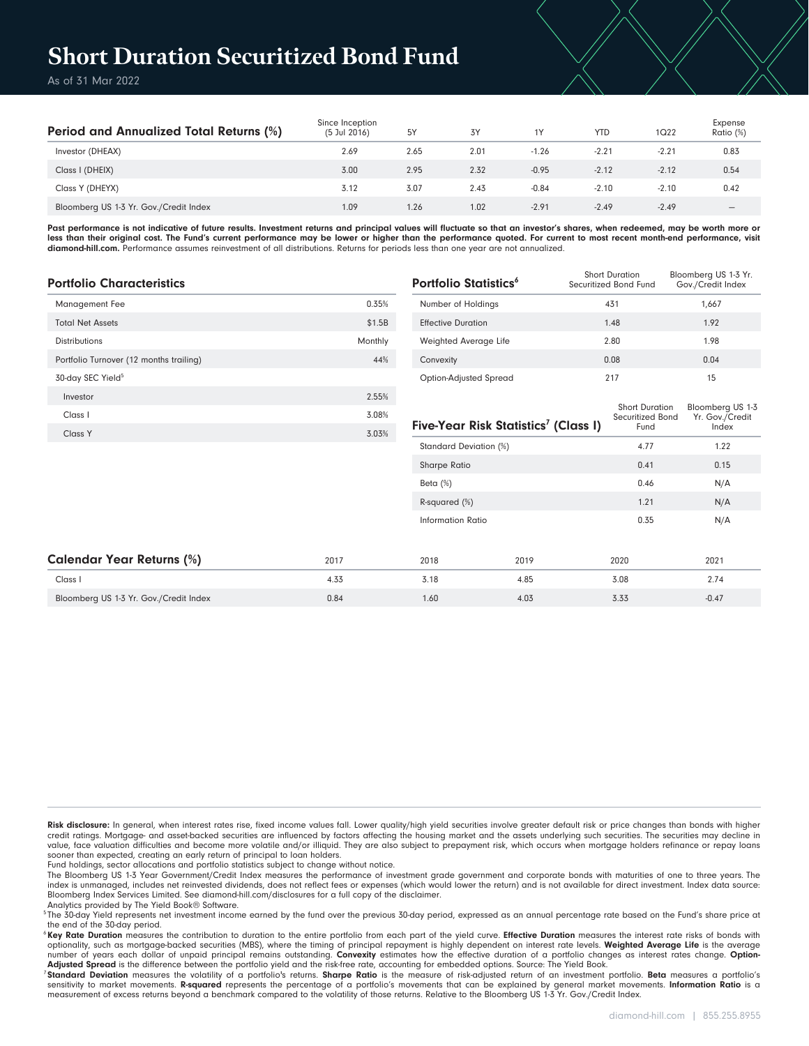# Short Duration Securitized Bond Fund

As of 31 Mar 2022

| Period and Annualized Total Returns (%) | Since Inception (5 Jul 2016) | 5Y | 3Y | 1Y | YTD | 1Q22 | Expense Ratio (%) |
|---|---|---|---|---|---|---|---|
| Investor (DHEAX) | 2.69 | 2.65 | 2.01 | -1.26 | -2.21 | -2.21 | 0.83 |
| Class I (DHEIX) | 3.00 | 2.95 | 2.32 | -0.95 | -2.12 | -2.12 | 0.54 |
| Class Y (DHEYX) | 3.12 | 3.07 | 2.43 | -0.84 | -2.10 | -2.10 | 0.42 |
| Bloomberg US 1-3 Yr. Gov./Credit Index | 1.09 | 1.26 | 1.02 | -2.91 | -2.49 | -2.49 | — |

**Past performance is not indicative of future results. Investment returns and principal values will fluctuate so that an investor's shares, when redeemed, may be worth more or less than their original cost. The Fund's current performance may be lower or higher than the performance quoted. For current to most recent month-end performance, visit diamond-hill.com.** Performance assumes reinvestment of all distributions. Returns for periods less than one year are not annualized.

| Portfolio Characteristics | |
|---|---|
| Management Fee | 0.35% |
| Total Net Assets | $1.5B |
| Distributions | Monthly |
| Portfolio Turnover (12 months trailing) | 44% |
| 30-day SEC Yield[5] | |
| Investor | 2.55% |
| Class I | 3.08% |
| Class Y | 3.03% |

| Portfolio Statistics[6] | Short Duration Securitized Bond Fund | Bloomberg US 1-3 Yr. Gov./Credit Index |
|---|---|---|
| Number of Holdings | 431 | 1,667 |
| Effective Duration | 1.48 | 1.92 |
| Weighted Average Life | 2.80 | 1.98 |
| Convexity | 0.08 | 0.04 |
| Option-Adjusted Spread | 217 | 15 |

| Five-Year Risk Statistics[7] (Class I) | Short Duration Securitized Bond Fund | Bloomberg US 1-3 Yr. Gov./Credit Index |
|---|---|---|
| Standard Deviation (%) | 4.77 | 1.22 |
| Sharpe Ratio | 0.41 | 0.15 |
| Beta (%) | 0.46 | N/A |
| R-squared (%) | 1.21 | N/A |
| Information Ratio | 0.35 | N/A |

| Calendar Year Returns (%) | 2017 | 2018 | 2019 | 2020 | 2021 |
|---|---|---|---|---|---|
| Class I | 4.33 | 3.18 | 4.85 | 3.08 | 2.74 |
| Bloomberg US 1-3 Yr. Gov./Credit Index | 0.84 | 1.60 | 4.03 | 3.33 | -0.47 |

**Risk disclosure:** In general, when interest rates rise, fixed income values fall. Lower quality/high yield securities involve greater default risk or price changes than bonds with higher credit ratings. Mortgage- and asset-backed securities are influenced by factors affecting the housing market and the assets underlying such securities. The securities may decline in value, face valuation difficulties and become more volatile and/or illiquid. They are also subject to prepayment risk, which occurs when mortgage holders refinance or repay loans sooner than expected, creating an early return of principal to loan holders.

Fund holdings, sector allocations and portfolio statistics subject to change without notice.

The Bloomberg US 1-3 Year Government/Credit Index measures the performance of investment grade government and corporate bonds with maturities of one to three years. The index is unmanaged, includes net reinvested dividends, does not reflect fees or expenses (which would lower the return) and is not available for direct investment. Index data source: Bloomberg Index Services Limited. See diamond-hill.com/disclosures for a full copy of the disclaimer.

Analytics provided by The Yield Book® Software.

[5] The 30-day Yield represents net investment income earned by the fund over the previous 30-day period, expressed as an annual percentage rate based on the Fund's share price at the end of the 30-day period.

[6] **Key Rate Duration** measures the contribution to duration to the entire portfolio from each part of the yield curve. **Effective Duration** measures the interest rate risks of bonds with optionality, such as mortgage-backed securities (MBS), where the timing of principal repayment is highly dependent on interest rate levels. **Weighted Average Life** is the average number of years each dollar of unpaid principal remains outstanding. **Convexity** estimates how the effective duration of a portfolio changes as interest rates change. **Option-Adjusted Spread** is the difference between the portfolio yield and the risk-free rate, accounting for embedded options. Source: The Yield Book.

[7] **Standard Deviation** measures the volatility of a portfolio's returns. **Sharpe Ratio** is the measure of risk-adjusted return of an investment portfolio. **Beta** measures a portfolio's sensitivity to market movements. **R-squared** represents the percentage of a portfolio's movements that can be explained by general market movements. **Information Ratio** is a measurement of excess returns beyond a benchmark compared to the volatility of those returns. Relative to the Bloomberg US 1-3 Yr. Gov./Credit Index.

diamond-hill.com | 855.255.8955